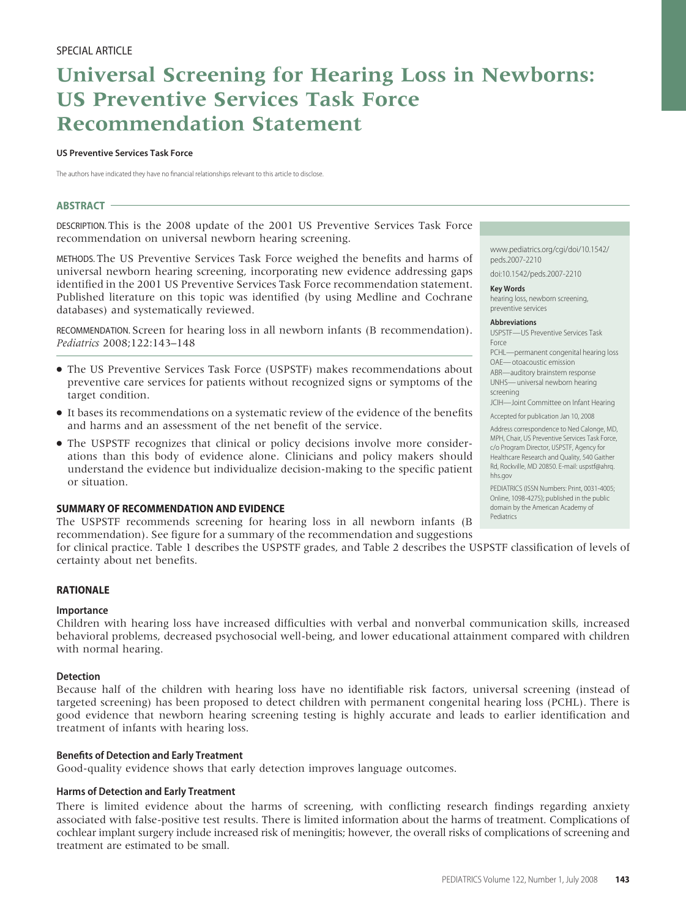SPECIAL ARTICLE

# Universal Screening for Hearing Loss in Newborns: US Preventive Services Task Force Recommendation Statement

**US Preventive Services Task Force**

The authors have indicated they have no financial relationships relevant to this article to disclose.

## ABSTRACT

DESCRIPTION. This is the 2008 update of the 2001 US Preventive Services Task Force recommendation on universal newborn hearing screening.

METHODS. The US Preventive Services Task Force weighed the benefits and harms of universal newborn hearing screening, incorporating new evidence addressing gaps identified in the 2001 US Preventive Services Task Force recommendation statement. Published literature on this topic was identified (by using Medline and Cochrane databases) and systematically reviewed.

RECOMMENDATION. Screen for hearing loss in all newborn infants (B recommendation). *Pediatrics* 2008;122:143–148

www.pediatrics.org/cgi/doi/10.1542/peds.2007-2210

doi:10.1542/peds.2007-2210

**Key Words**

hearing loss, newborn screening, preventive services

**Abbreviations**

USPSTF—US Preventive Services Task Force
PCHL—permanent congenital hearing loss
OAE—otoacoustic emission
ABR—auditory brainstem response
UNHS—universal newborn hearing screening
JCIH—Joint Committee on Infant Hearing

Accepted for publication Jan 10, 2008

Address correspondence to Ned Calonge, MD, MPH, Chair, US Preventive Services Task Force, c/o Program Director, USPSTF, Agency for Healthcare Research and Quality, 540 Gaither Rd, Rockville, MD 20850. E-mail: uspstf@ahrq.hhs.gov

PEDIATRICS (ISSN Numbers: Print, 0031-4005; Online, 1098-4275); published in the public domain by the American Academy of Pediatrics

- The US Preventive Services Task Force (USPSTF) makes recommendations about preventive care services for patients without recognized signs or symptoms of the target condition.
- It bases its recommendations on a systematic review of the evidence of the benefits and harms and an assessment of the net benefit of the service.
- The USPSTF recognizes that clinical or policy decisions involve more considerations than this body of evidence alone. Clinicians and policy makers should understand the evidence but individualize decision-making to the specific patient or situation.

## SUMMARY OF RECOMMENDATION AND EVIDENCE

The USPSTF recommends screening for hearing loss in all newborn infants (B recommendation). See figure for a summary of the recommendation and suggestions for clinical practice. Table 1 describes the USPSTF grades, and Table 2 describes the USPSTF classification of levels of certainty about net benefits.

## RATIONALE

### Importance

Children with hearing loss have increased difficulties with verbal and nonverbal communication skills, increased behavioral problems, decreased psychosocial well-being, and lower educational attainment compared with children with normal hearing.

### Detection

Because half of the children with hearing loss have no identifiable risk factors, universal screening (instead of targeted screening) has been proposed to detect children with permanent congenital hearing loss (PCHL). There is good evidence that newborn hearing screening testing is highly accurate and leads to earlier identification and treatment of infants with hearing loss.

### Benefits of Detection and Early Treatment

Good-quality evidence shows that early detection improves language outcomes.

### Harms of Detection and Early Treatment

There is limited evidence about the harms of screening, with conflicting research findings regarding anxiety associated with false-positive test results. There is limited information about the harms of treatment. Complications of cochlear implant surgery include increased risk of meningitis; however, the overall risks of complications of screening and treatment are estimated to be small.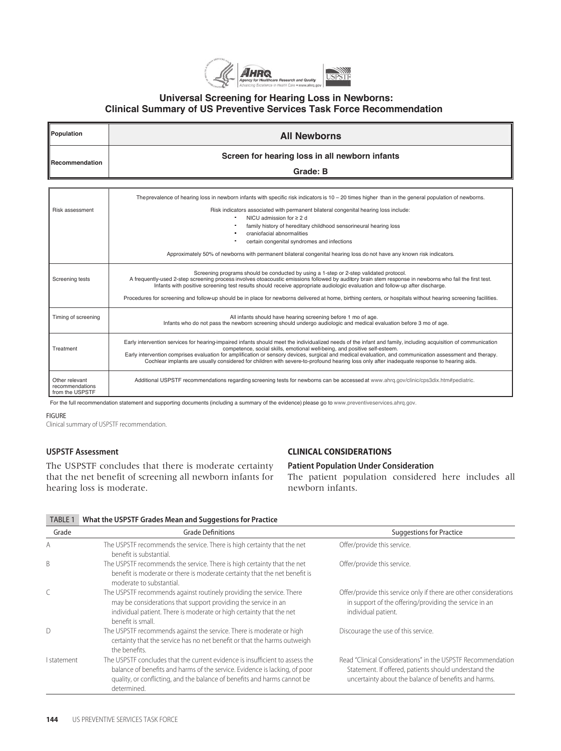## Universal Screening for Hearing Loss in Newborns: Clinical Summary of US Preventive Services Task Force Recommendation

| Population | All Newborns |
|---|---|
| Recommendation | Screen for hearing loss in all newborn infants<br>Grade: B |

| | |
|---|---|
| Risk assessment | The prevalence of hearing loss in newborn infants with specific risk indicators is 10 – 20 times higher than in the general population of newborns.<br><br>Risk indicators associated with permanent bilateral congenital hearing loss include:<br>• NICU admission for ≥ 2 d<br>• family history of hereditary childhood sensorineural hearing loss<br>• craniofacial abnormalities<br>• certain congenital syndromes and infections<br><br>Approximately 50% of newborns with permanent bilateral congenital hearing loss do not have any known risk indicators. |
| Screening tests | Screening programs should be conducted by using a 1-step or 2-step validated protocol.<br>A frequently-used 2-step screening process involves otoacoustic emissions followed by auditory brain stem response in newborns who fail the first test.<br>Infants with positive screening test results should receive appropriate audiologic evaluation and follow-up after discharge.<br><br>Procedures for screening and follow-up should be in place for newborns delivered at home, birthing centers, or hospitals without hearing screening facilities. |
| Timing of screening | All infants should have hearing screening before 1 mo of age.<br>Infants who do not pass the newborn screening should undergo audiologic and medical evaluation before 3 mo of age. |
| Treatment | Early intervention services for hearing-impaired infants should meet the individualized needs of the infant and family, including acquisition of communication competence, social skills, emotional well-being, and positive self-esteem.<br>Early intervention comprises evaluation for amplification or sensory devices, surgical and medical evaluation, and communication assessment and therapy.<br>Cochlear implants are usually considered for children with severe-to-profound hearing loss only after inadequate response to hearing aids. |
| Other relevant recommendations from the USPSTF | Additional USPSTF recommendations regarding screening tests for newborns can be accessed at www.ahrq.gov/clinic/cps3dix.htm#pediatric. |

For the full recommendation statement and supporting documents (including a summary of the evidence) please go to www.preventiveservices.ahrq.gov.

FIGURE
Clinical summary of USPSTF recommendation.

### USPSTF Assessment

The USPSTF concludes that there is moderate certainty that the net benefit of screening all newborn infants for hearing loss is moderate.

## CLINICAL CONSIDERATIONS

### Patient Population Under Consideration

The patient population considered here includes all newborn infants.

TABLE 1 What the USPSTF Grades Mean and Suggestions for Practice

| Grade | Grade Definitions | Suggestions for Practice |
|---|---|---|
| A | The USPSTF recommends the service. There is high certainty that the net benefit is substantial. | Offer/provide this service. |
| B | The USPSTF recommends the service. There is high certainty that the net benefit is moderate or there is moderate certainty that the net benefit is moderate to substantial. | Offer/provide this service. |
| C | The USPSTF recommends against routinely providing the service. There may be considerations that support providing the service in an individual patient. There is moderate or high certainty that the net benefit is small. | Offer/provide this service only if there are other considerations in support of the offering/providing the service in an individual patient. |
| D | The USPSTF recommends against the service. There is moderate or high certainty that the service has no net benefit or that the harms outweigh the benefits. | Discourage the use of this service. |
| I statement | The USPSTF concludes that the current evidence is insufficient to assess the balance of benefits and harms of the service. Evidence is lacking, of poor quality, or conflicting, and the balance of benefits and harms cannot be determined. | Read "Clinical Considerations" in the USPSTF Recommendation Statement. If offered, patients should understand the uncertainty about the balance of benefits and harms. |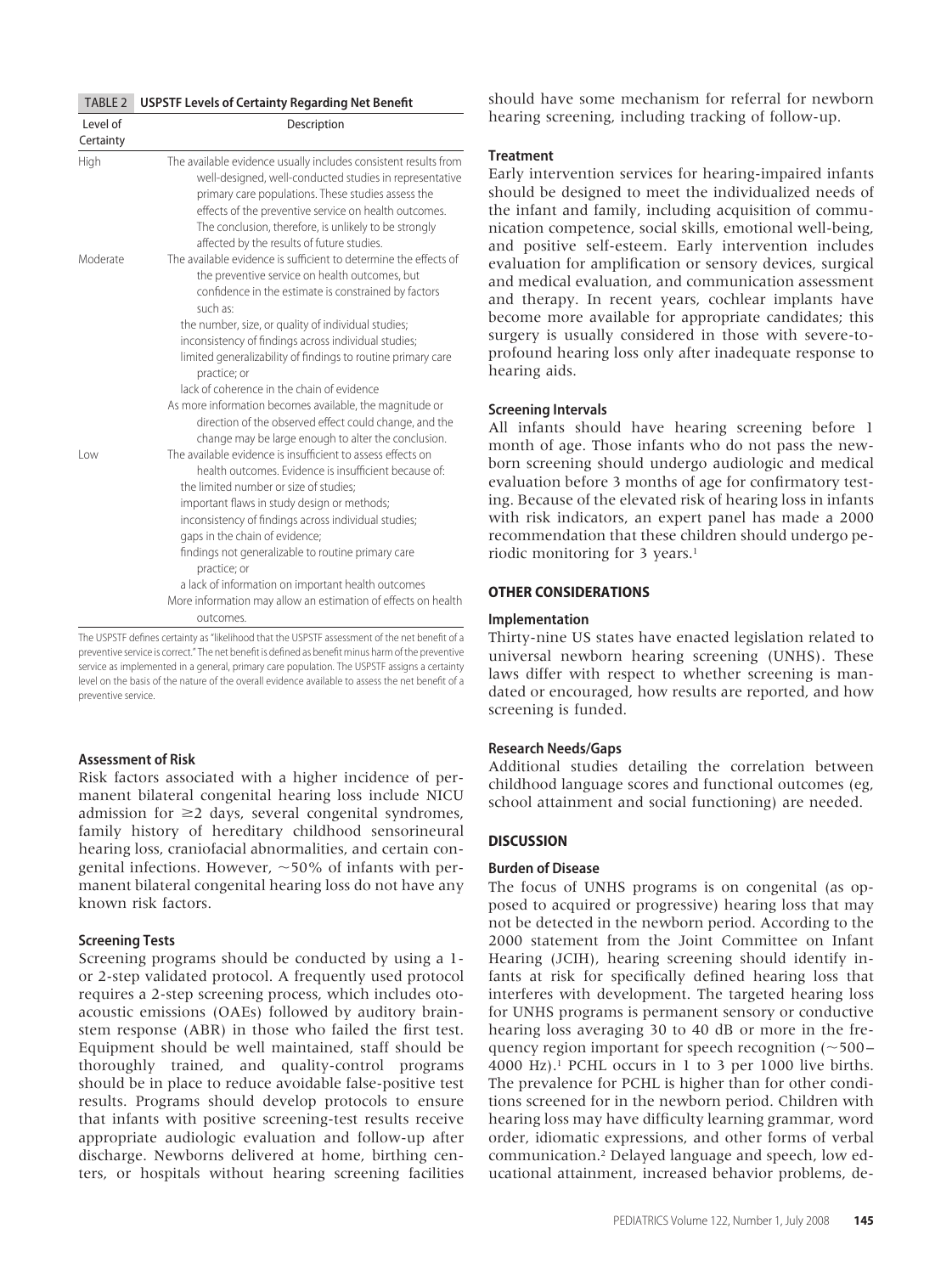**TABLE 2 USPSTF Levels of Certainty Regarding Net Benefit**

| Level of Certainty | Description |
|---|---|
| High | The available evidence usually includes consistent results from well-designed, well-conducted studies in representative primary care populations. These studies assess the effects of the preventive service on health outcomes. The conclusion, therefore, is unlikely to be strongly affected by the results of future studies. |
| Moderate | The available evidence is sufficient to determine the effects of the preventive service on health outcomes, but confidence in the estimate is constrained by factors such as: the number, size, or quality of individual studies; inconsistency of findings across individual studies; limited generalizability of findings to routine primary care practice; or lack of coherence in the chain of evidence. As more information becomes available, the magnitude or direction of the observed effect could change, and the change may be large enough to alter the conclusion. |
| Low | The available evidence is insufficient to assess effects on health outcomes. Evidence is insufficient because of: the limited number or size of studies; important flaws in study design or methods; inconsistency of findings across individual studies; gaps in the chain of evidence; findings not generalizable to routine primary care practice; or a lack of information on important health outcomes. More information may allow an estimation of effects on health outcomes. |

The USPSTF defines certainty as "likelihood that the USPSTF assessment of the net benefit of a preventive service is correct." The net benefit is defined as benefit minus harm of the preventive service as implemented in a general, primary care population. The USPSTF assigns a certainty level on the basis of the nature of the overall evidence available to assess the net benefit of a preventive service.

### Assessment of Risk

Risk factors associated with a higher incidence of permanent bilateral congenital hearing loss include NICU admission for $\geq$2 days, several congenital syndromes, family history of hereditary childhood sensorineural hearing loss, craniofacial abnormalities, and certain congenital infections. However, ~50% of infants with permanent bilateral congenital hearing loss do not have any known risk factors.

### Screening Tests

Screening programs should be conducted by using a 1- or 2-step validated protocol. A frequently used protocol requires a 2-step screening process, which includes otoacoustic emissions (OAEs) followed by auditory brainstem response (ABR) in those who failed the first test. Equipment should be well maintained, staff should be thoroughly trained, and quality-control programs should be in place to reduce avoidable false-positive test results. Programs should develop protocols to ensure that infants with positive screening-test results receive appropriate audiologic evaluation and follow-up after discharge. Newborns delivered at home, birthing centers, or hospitals without hearing screening facilities should have some mechanism for referral for newborn hearing screening, including tracking of follow-up.

### Treatment

Early intervention services for hearing-impaired infants should be designed to meet the individualized needs of the infant and family, including acquisition of communication competence, social skills, emotional well-being, and positive self-esteem. Early intervention includes evaluation for amplification or sensory devices, surgical and medical evaluation, and communication assessment and therapy. In recent years, cochlear implants have become more available for appropriate candidates; this surgery is usually considered in those with severe-to-profound hearing loss only after inadequate response to hearing aids.

### Screening Intervals

All infants should have hearing screening before 1 month of age. Those infants who do not pass the newborn screening should undergo audiologic and medical evaluation before 3 months of age for confirmatory testing. Because of the elevated risk of hearing loss in infants with risk indicators, an expert panel has made a 2000 recommendation that these children should undergo periodic monitoring for 3 years.[1]

## OTHER CONSIDERATIONS

### Implementation

Thirty-nine US states have enacted legislation related to universal newborn hearing screening (UNHS). These laws differ with respect to whether screening is mandated or encouraged, how results are reported, and how screening is funded.

### Research Needs/Gaps

Additional studies detailing the correlation between childhood language scores and functional outcomes (eg, school attainment and social functioning) are needed.

## DISCUSSION

### Burden of Disease

The focus of UNHS programs is on congenital (as opposed to acquired or progressive) hearing loss that may not be detected in the newborn period. According to the 2000 statement from the Joint Committee on Infant Hearing (JCIH), hearing screening should identify infants at risk for specifically defined hearing loss that interferes with development. The targeted hearing loss for UNHS programs is permanent sensory or conductive hearing loss averaging 30 to 40 dB or more in the frequency region important for speech recognition (~500–4000 Hz).[1] PCHL occurs in 1 to 3 per 1000 live births. The prevalence for PCHL is higher than for other conditions screened for in the newborn period. Children with hearing loss may have difficulty learning grammar, word order, idiomatic expressions, and other forms of verbal communication.[2] Delayed language and speech, low educational attainment, increased behavior problems, de-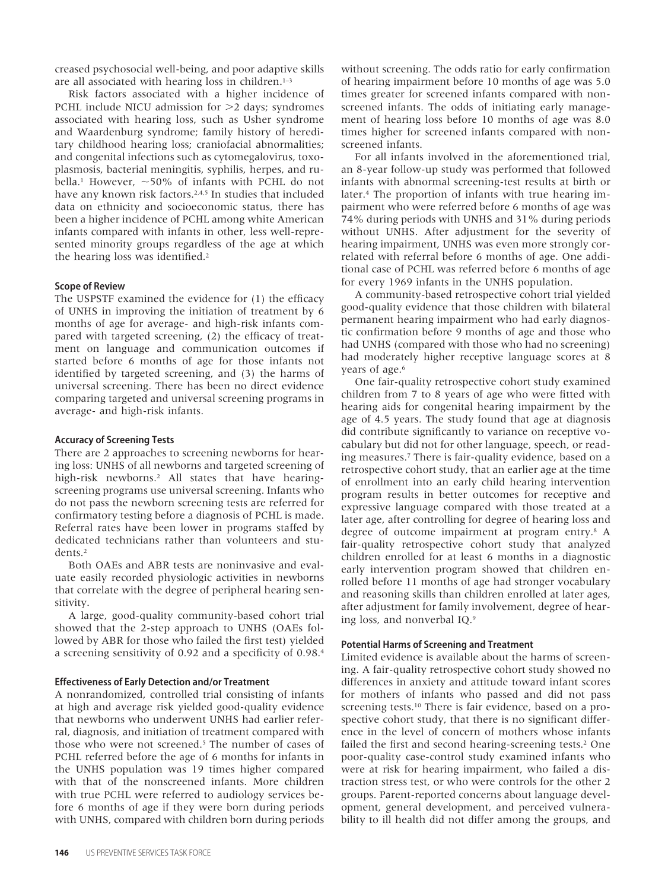creased psychosocial well-being, and poor adaptive skills are all associated with hearing loss in children.[1–3]

Risk factors associated with a higher incidence of PCHL include NICU admission for >2 days; syndromes associated with hearing loss, such as Usher syndrome and Waardenburg syndrome; family history of hereditary childhood hearing loss; craniofacial abnormalities; and congenital infections such as cytomegalovirus, toxoplasmosis, bacterial meningitis, syphilis, herpes, and rubella.[1] However, ~50% of infants with PCHL do not have any known risk factors.[2,4,5] In studies that included data on ethnicity and socioeconomic status, there has been a higher incidence of PCHL among white American infants compared with infants in other, less well-represented minority groups regardless of the age at which the hearing loss was identified.[2]

### Scope of Review

The USPSTF examined the evidence for (1) the efficacy of UNHS in improving the initiation of treatment by 6 months of age for average- and high-risk infants compared with targeted screening, (2) the efficacy of treatment on language and communication outcomes if started before 6 months of age for those infants not identified by targeted screening, and (3) the harms of universal screening. There has been no direct evidence comparing targeted and universal screening programs in average- and high-risk infants.

### Accuracy of Screening Tests

There are 2 approaches to screening newborns for hearing loss: UNHS of all newborns and targeted screening of high-risk newborns.[2] All states that have hearing-screening programs use universal screening. Infants who do not pass the newborn screening tests are referred for confirmatory testing before a diagnosis of PCHL is made. Referral rates have been lower in programs staffed by dedicated technicians rather than volunteers and students.[2]

Both OAEs and ABR tests are noninvasive and evaluate easily recorded physiologic activities in newborns that correlate with the degree of peripheral hearing sensitivity.

A large, good-quality community-based cohort trial showed that the 2-step approach to UNHS (OAEs followed by ABR for those who failed the first test) yielded a screening sensitivity of 0.92 and a specificity of 0.98.[4]

### Effectiveness of Early Detection and/or Treatment

A nonrandomized, controlled trial consisting of infants at high and average risk yielded good-quality evidence that newborns who underwent UNHS had earlier referral, diagnosis, and initiation of treatment compared with those who were not screened.[5] The number of cases of PCHL referred before the age of 6 months for infants in the UNHS population was 19 times higher compared with that of the nonscreened infants. More children with true PCHL were referred to audiology services before 6 months of age if they were born during periods with UNHS, compared with children born during periods without screening. The odds ratio for early confirmation of hearing impairment before 10 months of age was 5.0 times greater for screened infants compared with nonscreened infants. The odds of initiating early management of hearing loss before 10 months of age was 8.0 times higher for screened infants compared with nonscreened infants.

For all infants involved in the aforementioned trial, an 8-year follow-up study was performed that followed infants with abnormal screening-test results at birth or later.[4] The proportion of infants with true hearing impairment who were referred before 6 months of age was 74% during periods with UNHS and 31% during periods without UNHS. After adjustment for the severity of hearing impairment, UNHS was even more strongly correlated with referral before 6 months of age. One additional case of PCHL was referred before 6 months of age for every 1969 infants in the UNHS population.

A community-based retrospective cohort trial yielded good-quality evidence that those children with bilateral permanent hearing impairment who had early diagnostic confirmation before 9 months of age and those who had UNHS (compared with those who had no screening) had moderately higher receptive language scores at 8 years of age.[6]

One fair-quality retrospective cohort study examined children from 7 to 8 years of age who were fitted with hearing aids for congenital hearing impairment by the age of 4.5 years. The study found that age at diagnosis did contribute significantly to variance on receptive vocabulary but did not for other language, speech, or reading measures.[7] There is fair-quality evidence, based on a retrospective cohort study, that an earlier age at the time of enrollment into an early child hearing intervention program results in better outcomes for receptive and expressive language compared with those treated at a later age, after controlling for degree of hearing loss and degree of outcome impairment at program entry.[8] A fair-quality retrospective cohort study that analyzed children enrolled for at least 6 months in a diagnostic early intervention program showed that children enrolled before 11 months of age had stronger vocabulary and reasoning skills than children enrolled at later ages, after adjustment for family involvement, degree of hearing loss, and nonverbal IQ.[9]

### Potential Harms of Screening and Treatment

Limited evidence is available about the harms of screening. A fair-quality retrospective cohort study showed no differences in anxiety and attitude toward infant scores for mothers of infants who passed and did not pass screening tests.[10] There is fair evidence, based on a prospective cohort study, that there is no significant difference in the level of concern of mothers whose infants failed the first and second hearing-screening tests.[2] One poor-quality case-control study examined infants who were at risk for hearing impairment, who failed a distraction stress test, or who were controls for the other 2 groups. Parent-reported concerns about language development, general development, and perceived vulnerability to ill health did not differ among the groups, and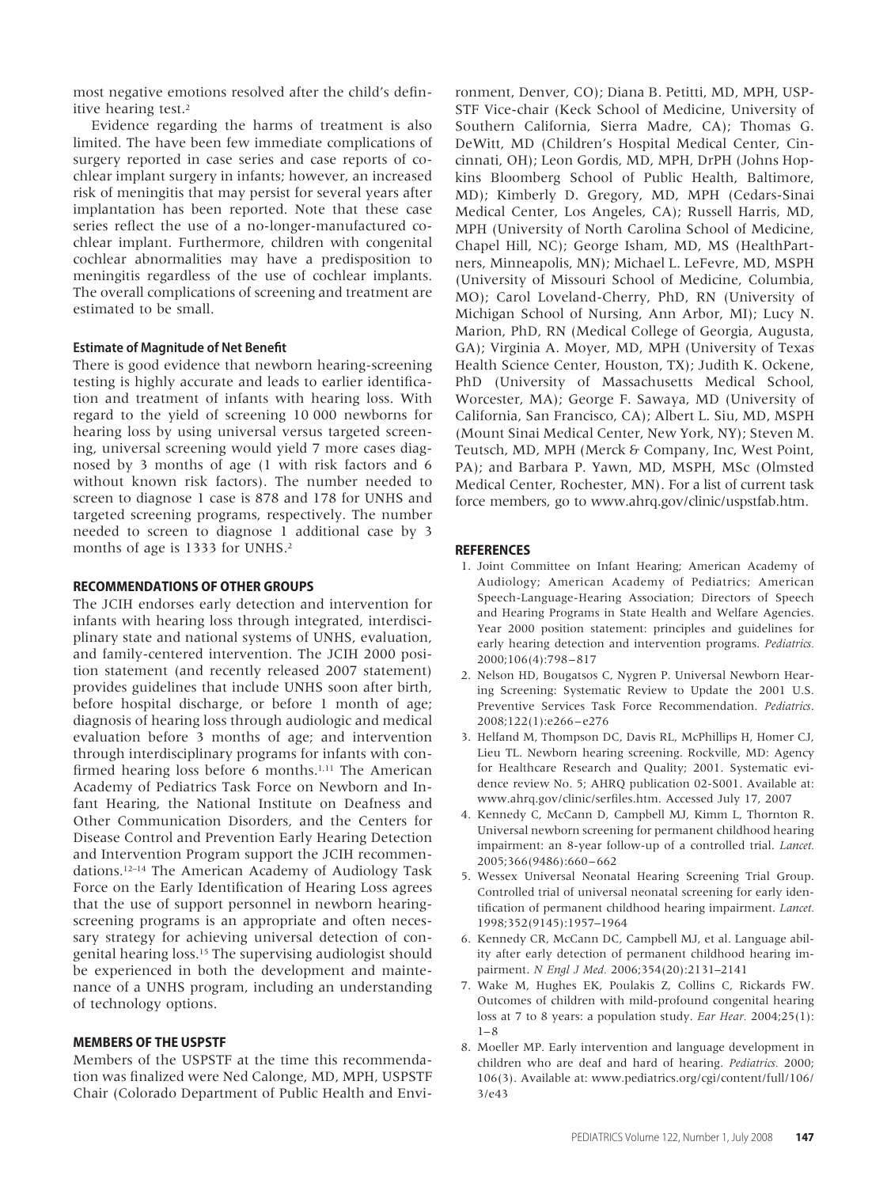most negative emotions resolved after the child's definitive hearing test.[2]

Evidence regarding the harms of treatment is also limited. The have been few immediate complications of surgery reported in case series and case reports of cochlear implant surgery in infants; however, an increased risk of meningitis that may persist for several years after implantation has been reported. Note that these case series reflect the use of a no-longer-manufactured cochlear implant. Furthermore, children with congenital cochlear abnormalities may have a predisposition to meningitis regardless of the use of cochlear implants. The overall complications of screening and treatment are estimated to be small.

### Estimate of Magnitude of Net Benefit

There is good evidence that newborn hearing-screening testing is highly accurate and leads to earlier identification and treatment of infants with hearing loss. With regard to the yield of screening 10 000 newborns for hearing loss by using universal versus targeted screening, universal screening would yield 7 more cases diagnosed by 3 months of age (1 with risk factors and 6 without known risk factors). The number needed to screen to diagnose 1 case is 878 and 178 for UNHS and targeted screening programs, respectively. The number needed to screen to diagnose 1 additional case by 3 months of age is 1333 for UNHS.[2]

## RECOMMENDATIONS OF OTHER GROUPS

The JCIH endorses early detection and intervention for infants with hearing loss through integrated, interdisciplinary state and national systems of UNHS, evaluation, and family-centered intervention. The JCIH 2000 position statement (and recently released 2007 statement) provides guidelines that include UNHS soon after birth, before hospital discharge, or before 1 month of age; diagnosis of hearing loss through audiologic and medical evaluation before 3 months of age; and intervention through interdisciplinary programs for infants with confirmed hearing loss before 6 months.[1,11] The American Academy of Pediatrics Task Force on Newborn and Infant Hearing, the National Institute on Deafness and Other Communication Disorders, and the Centers for Disease Control and Prevention Early Hearing Detection and Intervention Program support the JCIH recommendations.[12–14] The American Academy of Audiology Task Force on the Early Identification of Hearing Loss agrees that the use of support personnel in newborn hearing-screening programs is an appropriate and often necessary strategy for achieving universal detection of congenital hearing loss.[15] The supervising audiologist should be experienced in both the development and maintenance of a UNHS program, including an understanding of technology options.

## MEMBERS OF THE USPSTF

Members of the USPSTF at the time this recommendation was finalized were Ned Calonge, MD, MPH, USPSTF Chair (Colorado Department of Public Health and Environment, Denver, CO); Diana B. Petitti, MD, MPH, USPSTF Vice-chair (Keck School of Medicine, University of Southern California, Sierra Madre, CA); Thomas G. DeWitt, MD (Children's Hospital Medical Center, Cincinnati, OH); Leon Gordis, MD, MPH, DrPH (Johns Hopkins Bloomberg School of Public Health, Baltimore, MD); Kimberly D. Gregory, MD, MPH (Cedars-Sinai Medical Center, Los Angeles, CA); Russell Harris, MD, MPH (University of North Carolina School of Medicine, Chapel Hill, NC); George Isham, MD, MS (HealthPartners, Minneapolis, MN); Michael L. LeFevre, MD, MSPH (University of Missouri School of Medicine, Columbia, MO); Carol Loveland-Cherry, PhD, RN (University of Michigan School of Nursing, Ann Arbor, MI); Lucy N. Marion, PhD, RN (Medical College of Georgia, Augusta, GA); Virginia A. Moyer, MD, MPH (University of Texas Health Science Center, Houston, TX); Judith K. Ockene, PhD (University of Massachusetts Medical School, Worcester, MA); George F. Sawaya, MD (University of California, San Francisco, CA); Albert L. Siu, MD, MSPH (Mount Sinai Medical Center, New York, NY); Steven M. Teutsch, MD, MPH (Merck & Company, Inc, West Point, PA); and Barbara P. Yawn, MD, MSPH, MSc (Olmsted Medical Center, Rochester, MN). For a list of current task force members, go to www.ahrq.gov/clinic/uspstfab.htm.

## REFERENCES

1. Joint Committee on Infant Hearing; American Academy of Audiology; American Academy of Pediatrics; American Speech-Language-Hearing Association; Directors of Speech and Hearing Programs in State Health and Welfare Agencies. Year 2000 position statement: principles and guidelines for early hearing detection and intervention programs. *Pediatrics.* 2000;106(4):798–817
2. Nelson HD, Bougatsos C, Nygren P. Universal Newborn Hearing Screening: Systematic Review to Update the 2001 U.S. Preventive Services Task Force Recommendation. *Pediatrics*. 2008;122(1):e266–e276
3. Helfand M, Thompson DC, Davis RL, McPhillips H, Homer CJ, Lieu TL. Newborn hearing screening. Rockville, MD: Agency for Healthcare Research and Quality; 2001. Systematic evidence review No. 5; AHRQ publication 02-S001. Available at: www.ahrq.gov/clinic/serfiles.htm. Accessed July 17, 2007
4. Kennedy C, McCann D, Campbell MJ, Kimm L, Thornton R. Universal newborn screening for permanent childhood hearing impairment: an 8-year follow-up of a controlled trial. *Lancet.* 2005;366(9486):660–662
5. Wessex Universal Neonatal Hearing Screening Trial Group. Controlled trial of universal neonatal screening for early identification of permanent childhood hearing impairment. *Lancet.* 1998;352(9145):1957–1964
6. Kennedy CR, McCann DC, Campbell MJ, et al. Language ability after early detection of permanent childhood hearing impairment. *N Engl J Med.* 2006;354(20):2131–2141
7. Wake M, Hughes EK, Poulakis Z, Collins C, Rickards FW. Outcomes of children with mild-profound congenital hearing loss at 7 to 8 years: a population study. *Ear Hear.* 2004;25(1): 1–8
8. Moeller MP. Early intervention and language development in children who are deaf and hard of hearing. *Pediatrics.* 2000; 106(3). Available at: www.pediatrics.org/cgi/content/full/106/3/e43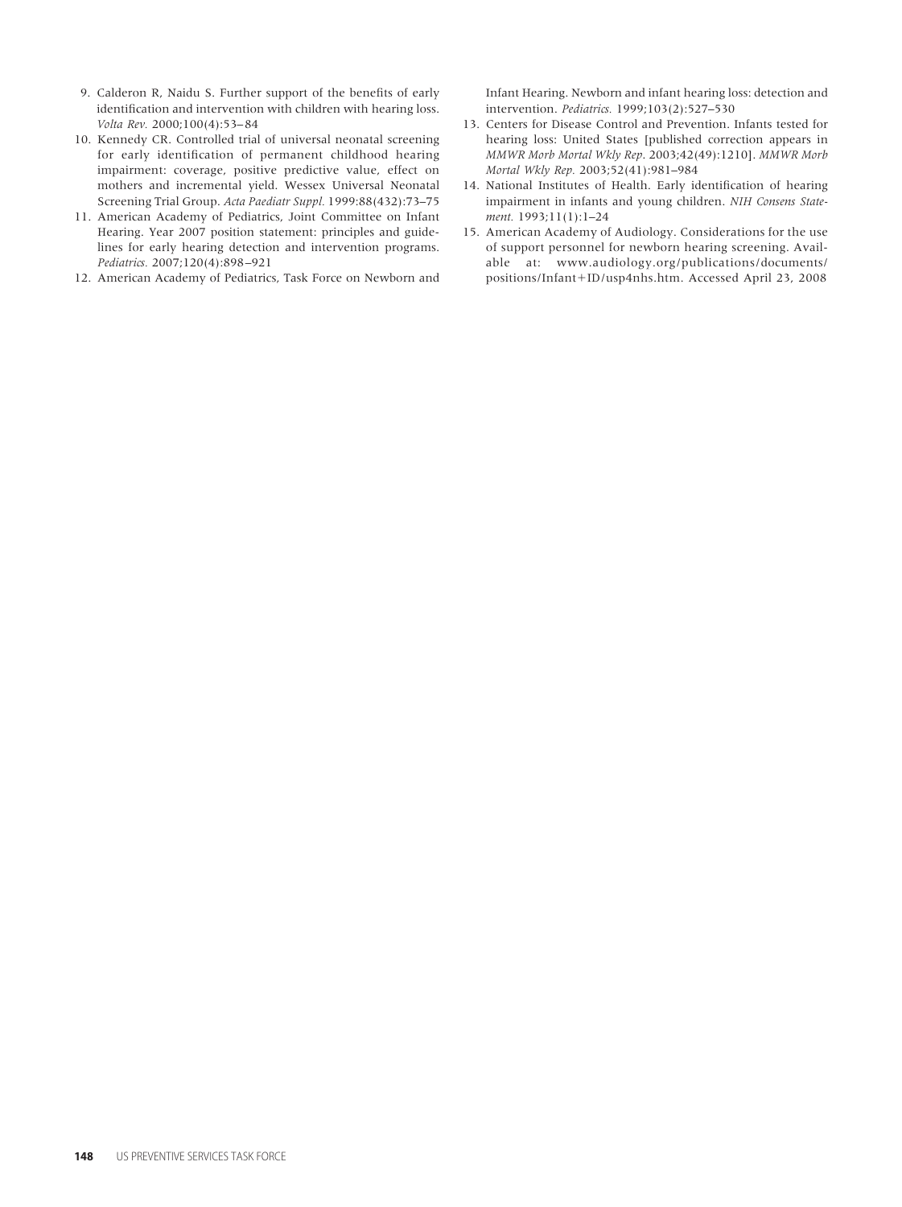9. Calderon R, Naidu S. Further support of the benefits of early identification and intervention with children with hearing loss. *Volta Rev.* 2000;100(4):53–84
10. Kennedy CR. Controlled trial of universal neonatal screening for early identification of permanent childhood hearing impairment: coverage, positive predictive value, effect on mothers and incremental yield. Wessex Universal Neonatal Screening Trial Group. *Acta Paediatr Suppl.* 1999:88(432):73–75
11. American Academy of Pediatrics, Joint Committee on Infant Hearing. Year 2007 position statement: principles and guidelines for early hearing detection and intervention programs. *Pediatrics.* 2007;120(4):898–921
12. American Academy of Pediatrics, Task Force on Newborn and Infant Hearing. Newborn and infant hearing loss: detection and intervention. *Pediatrics.* 1999;103(2):527–530
13. Centers for Disease Control and Prevention. Infants tested for hearing loss: United States [published correction appears in *MMWR Morb Mortal Wkly Rep*. 2003;42(49):1210]. *MMWR Morb Mortal Wkly Rep.* 2003;52(41):981–984
14. National Institutes of Health. Early identification of hearing impairment in infants and young children. *NIH Consens Statement.* 1993;11(1):1–24
15. American Academy of Audiology. Considerations for the use of support personnel for newborn hearing screening. Available at: www.audiology.org/publications/documents/positions/Infant+ID/usp4nhs.htm. Accessed April 23, 2008